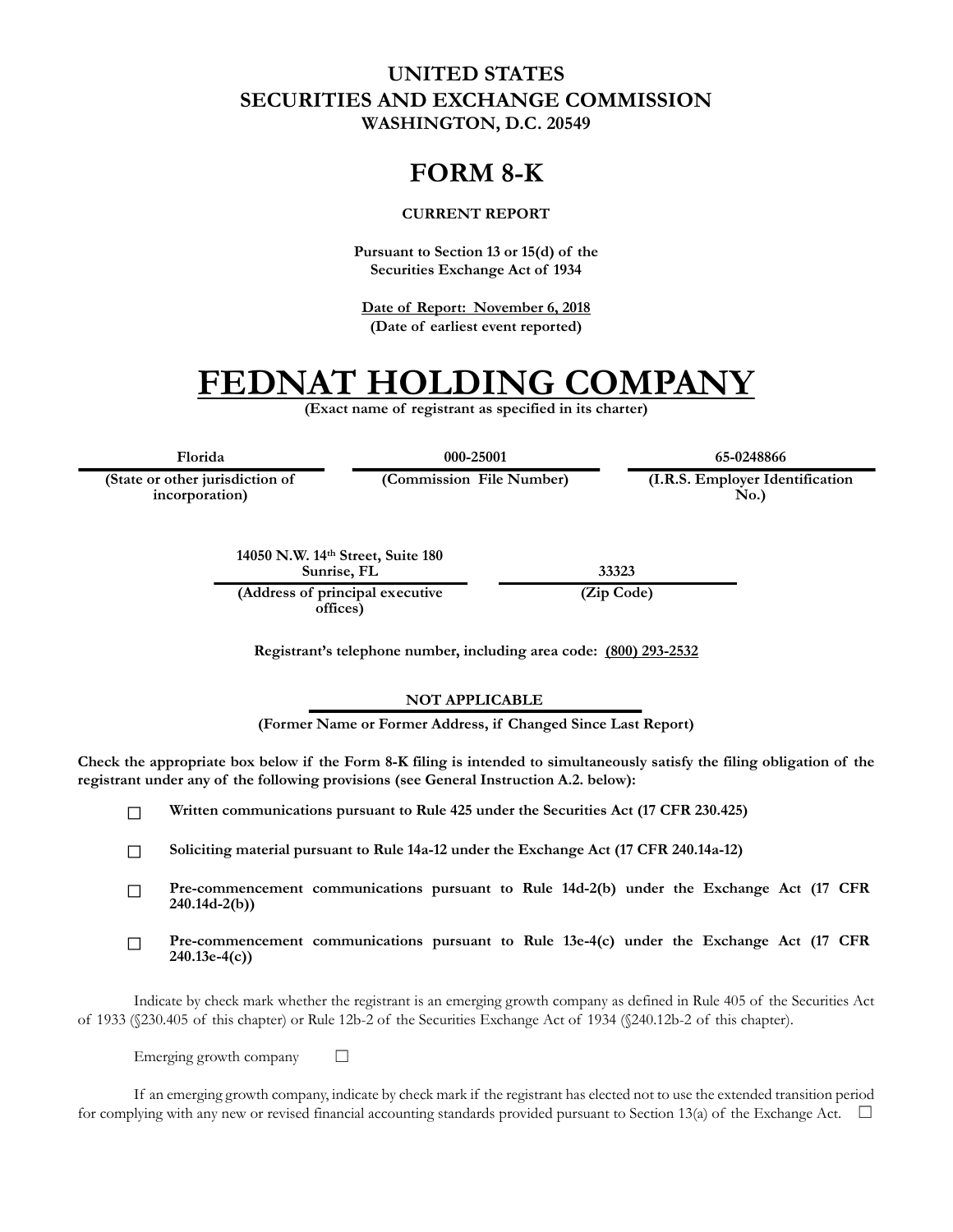**UNITED STATES**
**SECURITIES AND EXCHANGE COMMISSION**
**WASHINGTON, D.C. 20549**

# FORM 8-K

**CURRENT REPORT**

**Pursuant to Section 13 or 15(d) of the Securities Exchange Act of 1934**

**Date of Report: November 6, 2018**
**(Date of earliest event reported)**

# FEDNAT HOLDING COMPANY

**(Exact name of registrant as specified in its charter)**

| Florida | 000-25001 | 65-0248866 |
|---|---|---|
| (State or other jurisdiction of incorporation) | (Commission File Number) | (I.R.S. Employer Identification No.) |

| 14050 N.W. 14th Street, Suite 180 Sunrise, FL | 33323 |
|---|---|
| (Address of principal executive offices) | (Zip Code) |

**Registrant's telephone number, including area code: (800) 293-2532**

**NOT APPLICABLE**
**(Former Name or Former Address, if Changed Since Last Report)**

**Check the appropriate box below if the Form 8-K filing is intended to simultaneously satisfy the filing obligation of the registrant under any of the following provisions (see General Instruction A.2. below):**

☐ **Written communications pursuant to Rule 425 under the Securities Act (17 CFR 230.425)**

☐ **Soliciting material pursuant to Rule 14a-12 under the Exchange Act (17 CFR 240.14a-12)**

☐ **Pre-commencement communications pursuant to Rule 14d-2(b) under the Exchange Act (17 CFR 240.14d-2(b))**

☐ **Pre-commencement communications pursuant to Rule 13e-4(c) under the Exchange Act (17 CFR 240.13e-4(c))**

Indicate by check mark whether the registrant is an emerging growth company as defined in Rule 405 of the Securities Act of 1933 (§230.405 of this chapter) or Rule 12b-2 of the Securities Exchange Act of 1934 (§240.12b-2 of this chapter).

Emerging growth company ☐

If an emerging growth company, indicate by check mark if the registrant has elected not to use the extended transition period for complying with any new or revised financial accounting standards provided pursuant to Section 13(a) of the Exchange Act. ☐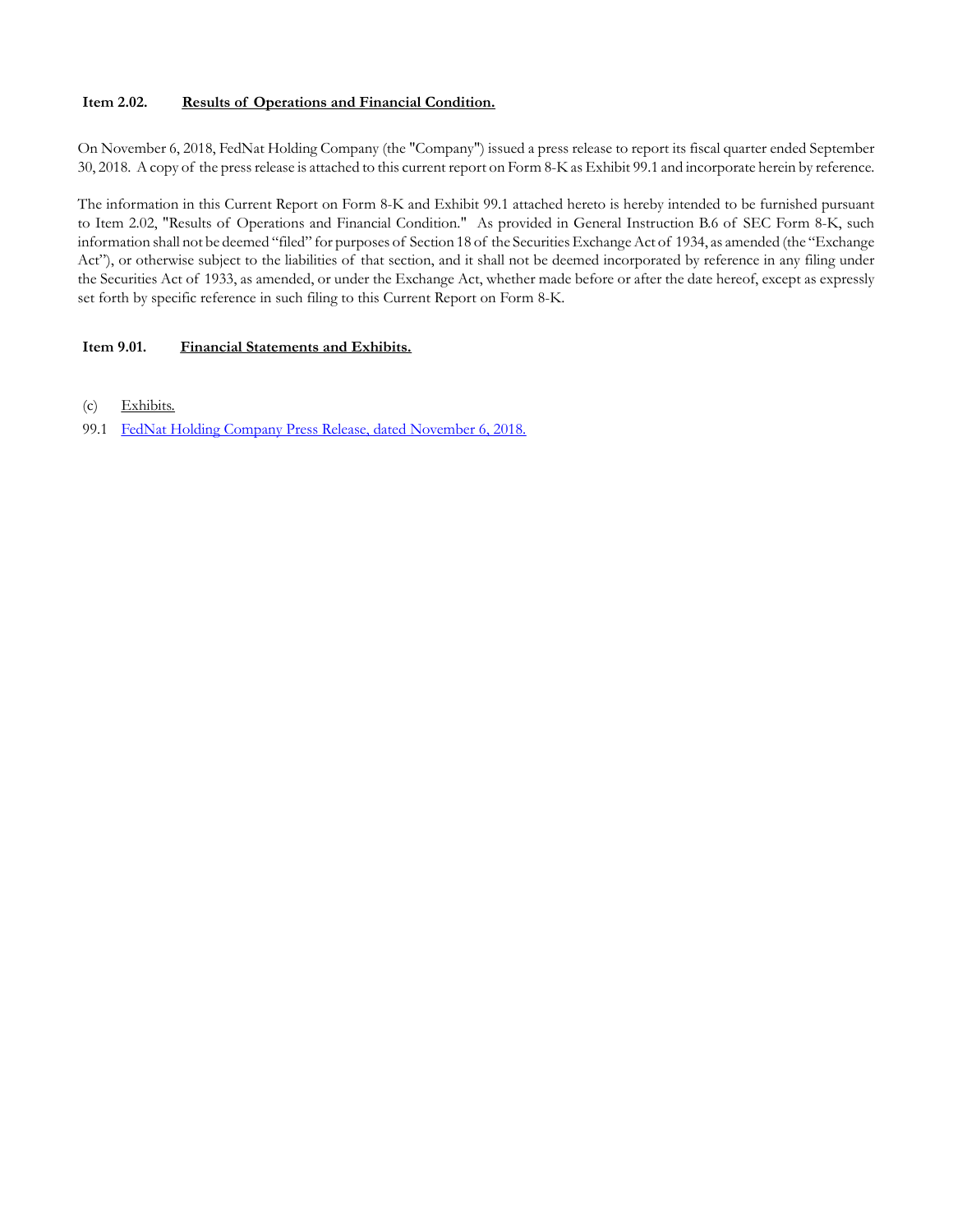**Item 2.02. Results of Operations and Financial Condition.**

On November 6, 2018, FedNat Holding Company (the "Company") issued a press release to report its fiscal quarter ended September 30, 2018. A copy of the press release is attached to this current report on Form 8-K as Exhibit 99.1 and incorporate herein by reference.

The information in this Current Report on Form 8-K and Exhibit 99.1 attached hereto is hereby intended to be furnished pursuant to Item 2.02, "Results of Operations and Financial Condition." As provided in General Instruction B.6 of SEC Form 8-K, such information shall not be deemed "filed" for purposes of Section 18 of the Securities Exchange Act of 1934, as amended (the "Exchange Act"), or otherwise subject to the liabilities of that section, and it shall not be deemed incorporated by reference in any filing under the Securities Act of 1933, as amended, or under the Exchange Act, whether made before or after the date hereof, except as expressly set forth by specific reference in such filing to this Current Report on Form 8-K.

**Item 9.01. Financial Statements and Exhibits.**

(c) Exhibits.

99.1 FedNat Holding Company Press Release, dated November 6, 2018.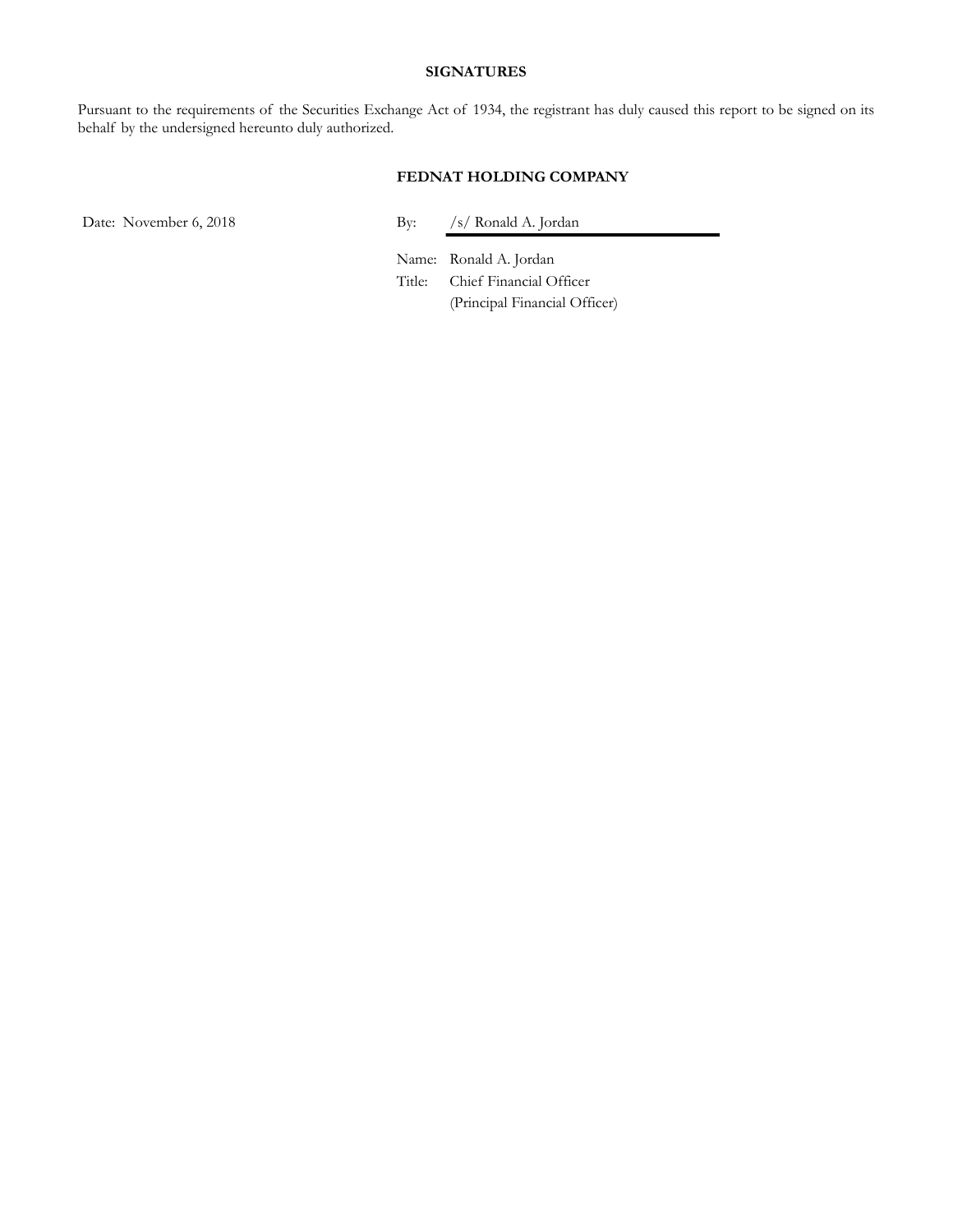## SIGNATURES

Pursuant to the requirements of the Securities Exchange Act of 1934, the registrant has duly caused this report to be signed on its behalf by the undersigned hereunto duly authorized.

**FEDNAT HOLDING COMPANY**

Date: November 6, 2018

By: /s/ Ronald A. Jordan

Name: Ronald A. Jordan

Title: Chief Financial Officer
(Principal Financial Officer)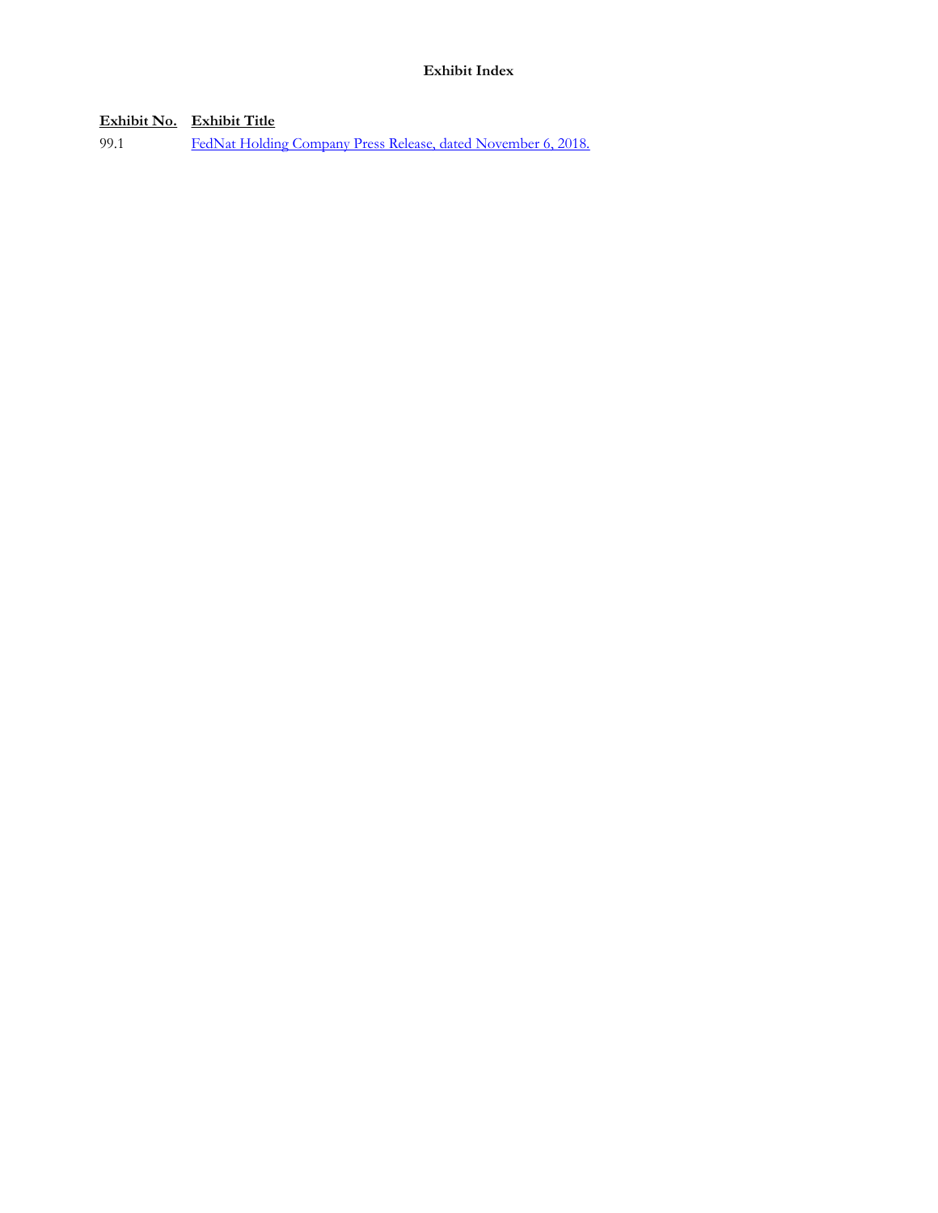**Exhibit Index**

| Exhibit No. | Exhibit Title |
| --- | --- |
| 99.1 | FedNat Holding Company Press Release, dated November 6, 2018. |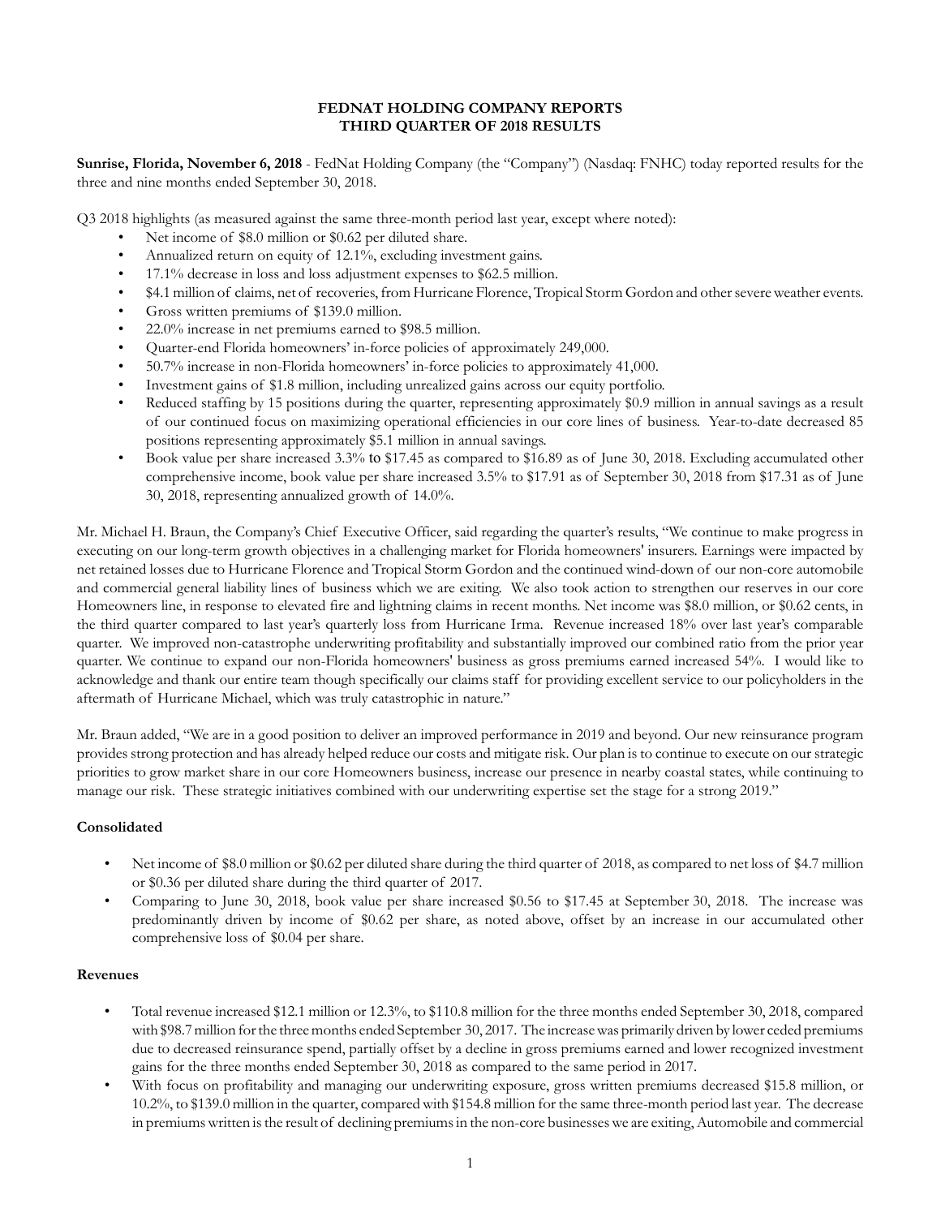**FEDNAT HOLDING COMPANY REPORTS**
**THIRD QUARTER OF 2018 RESULTS**

**Sunrise, Florida, November 6, 2018** - FedNat Holding Company (the "Company") (Nasdaq: FNHC) today reported results for the three and nine months ended September 30, 2018.

Q3 2018 highlights (as measured against the same three-month period last year, except where noted):

- Net income of $8.0 million or $0.62 per diluted share.
- Annualized return on equity of 12.1%, excluding investment gains.
- 17.1% decrease in loss and loss adjustment expenses to $62.5 million.
- $4.1 million of claims, net of recoveries, from Hurricane Florence, Tropical Storm Gordon and other severe weather events.
- Gross written premiums of $139.0 million.
- 22.0% increase in net premiums earned to $98.5 million.
- Quarter-end Florida homeowners' in-force policies of approximately 249,000.
- 50.7% increase in non-Florida homeowners' in-force policies to approximately 41,000.
- Investment gains of $1.8 million, including unrealized gains across our equity portfolio.
- Reduced staffing by 15 positions during the quarter, representing approximately $0.9 million in annual savings as a result of our continued focus on maximizing operational efficiencies in our core lines of business. Year-to-date decreased 85 positions representing approximately $5.1 million in annual savings.
- Book value per share increased 3.3% to $17.45 as compared to $16.89 as of June 30, 2018. Excluding accumulated other comprehensive income, book value per share increased 3.5% to $17.91 as of September 30, 2018 from $17.31 as of June 30, 2018, representing annualized growth of 14.0%.

Mr. Michael H. Braun, the Company's Chief Executive Officer, said regarding the quarter's results, "We continue to make progress in executing on our long-term growth objectives in a challenging market for Florida homeowners' insurers. Earnings were impacted by net retained losses due to Hurricane Florence and Tropical Storm Gordon and the continued wind-down of our non-core automobile and commercial general liability lines of business which we are exiting. We also took action to strengthen our reserves in our core Homeowners line, in response to elevated fire and lightning claims in recent months. Net income was $8.0 million, or $0.62 cents, in the third quarter compared to last year's quarterly loss from Hurricane Irma. Revenue increased 18% over last year's comparable quarter. We improved non-catastrophe underwriting profitability and substantially improved our combined ratio from the prior year quarter. We continue to expand our non-Florida homeowners' business as gross premiums earned increased 54%. I would like to acknowledge and thank our entire team though specifically our claims staff for providing excellent service to our policyholders in the aftermath of Hurricane Michael, which was truly catastrophic in nature."

Mr. Braun added, "We are in a good position to deliver an improved performance in 2019 and beyond. Our new reinsurance program provides strong protection and has already helped reduce our costs and mitigate risk. Our plan is to continue to execute on our strategic priorities to grow market share in our core Homeowners business, increase our presence in nearby coastal states, while continuing to manage our risk. These strategic initiatives combined with our underwriting expertise set the stage for a strong 2019."

**Consolidated**

- Net income of $8.0 million or $0.62 per diluted share during the third quarter of 2018, as compared to net loss of $4.7 million or $0.36 per diluted share during the third quarter of 2017.
- Comparing to June 30, 2018, book value per share increased $0.56 to $17.45 at September 30, 2018. The increase was predominantly driven by income of $0.62 per share, as noted above, offset by an increase in our accumulated other comprehensive loss of $0.04 per share.

**Revenues**

- Total revenue increased $12.1 million or 12.3%, to $110.8 million for the three months ended September 30, 2018, compared with $98.7 million for the three months ended September 30, 2017. The increase was primarily driven by lower ceded premiums due to decreased reinsurance spend, partially offset by a decline in gross premiums earned and lower recognized investment gains for the three months ended September 30, 2018 as compared to the same period in 2017.
- With focus on profitability and managing our underwriting exposure, gross written premiums decreased $15.8 million, or 10.2%, to $139.0 million in the quarter, compared with $154.8 million for the same three-month period last year. The decrease in premiums written is the result of declining premiums in the non-core businesses we are exiting, Automobile and commercial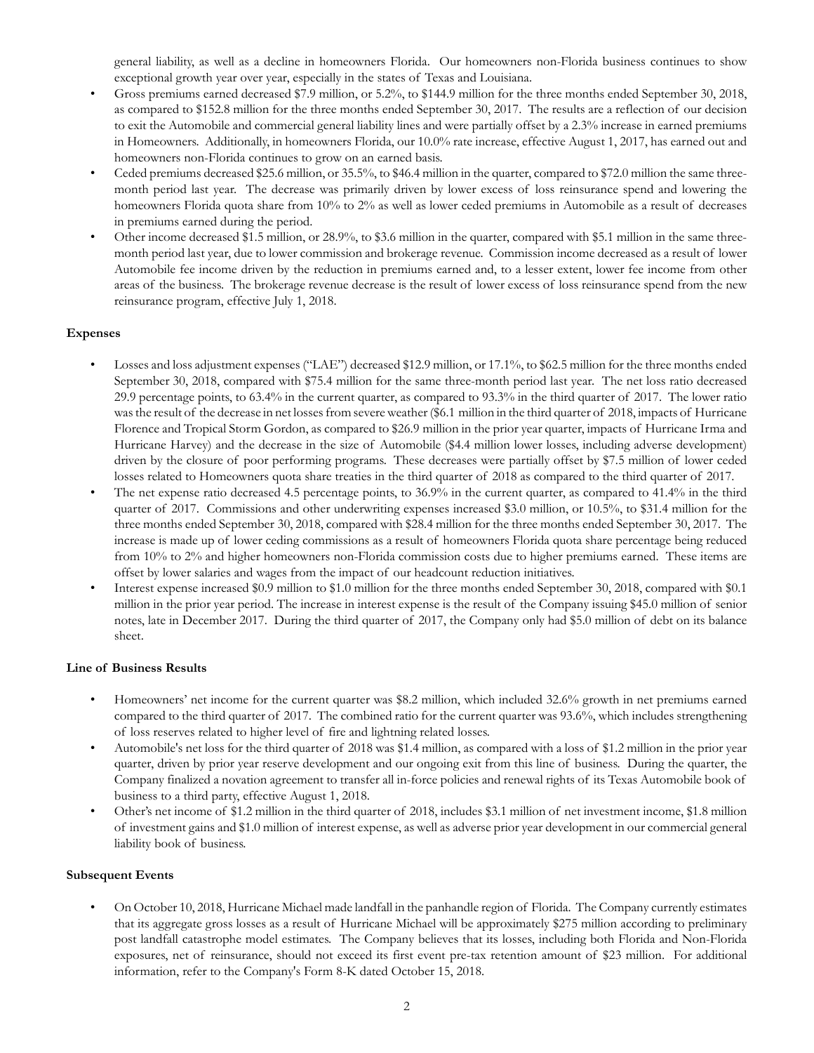general liability, as well as a decline in homeowners Florida. Our homeowners non-Florida business continues to show exceptional growth year over year, especially in the states of Texas and Louisiana.

- Gross premiums earned decreased $7.9 million, or 5.2%, to $144.9 million for the three months ended September 30, 2018, as compared to $152.8 million for the three months ended September 30, 2017. The results are a reflection of our decision to exit the Automobile and commercial general liability lines and were partially offset by a 2.3% increase in earned premiums in Homeowners. Additionally, in homeowners Florida, our 10.0% rate increase, effective August 1, 2017, has earned out and homeowners non-Florida continues to grow on an earned basis.
- Ceded premiums decreased $25.6 million, or 35.5%, to $46.4 million in the quarter, compared to $72.0 million the same three-month period last year. The decrease was primarily driven by lower excess of loss reinsurance spend and lowering the homeowners Florida quota share from 10% to 2% as well as lower ceded premiums in Automobile as a result of decreases in premiums earned during the period.
- Other income decreased $1.5 million, or 28.9%, to $3.6 million in the quarter, compared with $5.1 million in the same three-month period last year, due to lower commission and brokerage revenue. Commission income decreased as a result of lower Automobile fee income driven by the reduction in premiums earned and, to a lesser extent, lower fee income from other areas of the business. The brokerage revenue decrease is the result of lower excess of loss reinsurance spend from the new reinsurance program, effective July 1, 2018.

**Expenses**

- Losses and loss adjustment expenses ("LAE") decreased $12.9 million, or 17.1%, to $62.5 million for the three months ended September 30, 2018, compared with $75.4 million for the same three-month period last year. The net loss ratio decreased 29.9 percentage points, to 63.4% in the current quarter, as compared to 93.3% in the third quarter of 2017. The lower ratio was the result of the decrease in net losses from severe weather ($6.1 million in the third quarter of 2018, impacts of Hurricane Florence and Tropical Storm Gordon, as compared to $26.9 million in the prior year quarter, impacts of Hurricane Irma and Hurricane Harvey) and the decrease in the size of Automobile ($4.4 million lower losses, including adverse development) driven by the closure of poor performing programs. These decreases were partially offset by $7.5 million of lower ceded losses related to Homeowners quota share treaties in the third quarter of 2018 as compared to the third quarter of 2017.
- The net expense ratio decreased 4.5 percentage points, to 36.9% in the current quarter, as compared to 41.4% in the third quarter of 2017. Commissions and other underwriting expenses increased $3.0 million, or 10.5%, to $31.4 million for the three months ended September 30, 2018, compared with $28.4 million for the three months ended September 30, 2017. The increase is made up of lower ceding commissions as a result of homeowners Florida quota share percentage being reduced from 10% to 2% and higher homeowners non-Florida commission costs due to higher premiums earned. These items are offset by lower salaries and wages from the impact of our headcount reduction initiatives.
- Interest expense increased $0.9 million to $1.0 million for the three months ended September 30, 2018, compared with $0.1 million in the prior year period. The increase in interest expense is the result of the Company issuing $45.0 million of senior notes, late in December 2017. During the third quarter of 2017, the Company only had $5.0 million of debt on its balance sheet.

**Line of Business Results**

- Homeowners' net income for the current quarter was $8.2 million, which included 32.6% growth in net premiums earned compared to the third quarter of 2017. The combined ratio for the current quarter was 93.6%, which includes strengthening of loss reserves related to higher level of fire and lightning related losses.
- Automobile's net loss for the third quarter of 2018 was $1.4 million, as compared with a loss of $1.2 million in the prior year quarter, driven by prior year reserve development and our ongoing exit from this line of business. During the quarter, the Company finalized a novation agreement to transfer all in-force policies and renewal rights of its Texas Automobile book of business to a third party, effective August 1, 2018.
- Other's net income of $1.2 million in the third quarter of 2018, includes $3.1 million of net investment income, $1.8 million of investment gains and $1.0 million of interest expense, as well as adverse prior year development in our commercial general liability book of business.

**Subsequent Events**

- On October 10, 2018, Hurricane Michael made landfall in the panhandle region of Florida. The Company currently estimates that its aggregate gross losses as a result of Hurricane Michael will be approximately $275 million according to preliminary post landfall catastrophe model estimates. The Company believes that its losses, including both Florida and Non-Florida exposures, net of reinsurance, should not exceed its first event pre-tax retention amount of $23 million. For additional information, refer to the Company's Form 8-K dated October 15, 2018.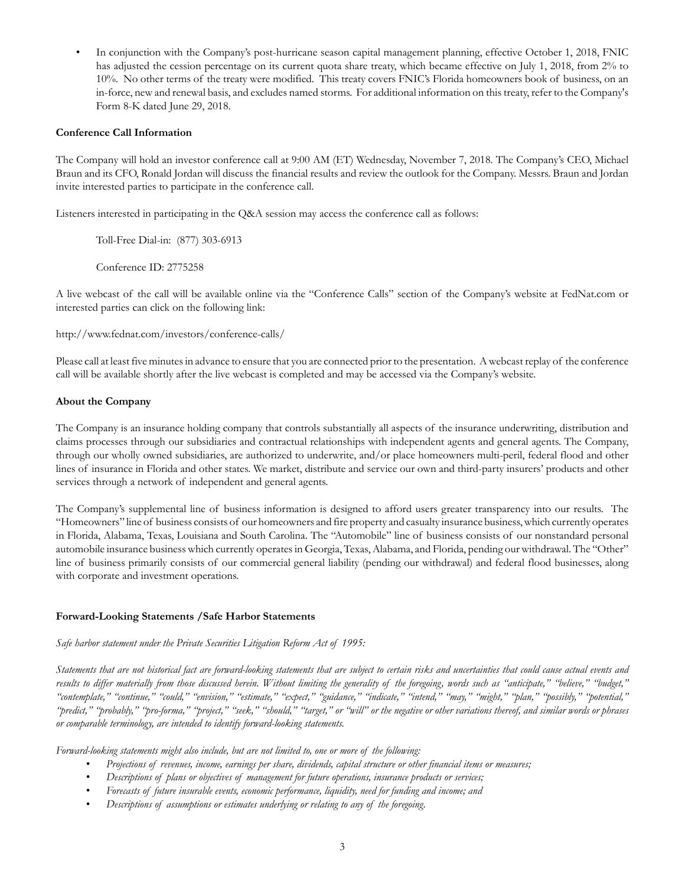- In conjunction with the Company's post-hurricane season capital management planning, effective October 1, 2018, FNIC has adjusted the cession percentage on its current quota share treaty, which became effective on July 1, 2018, from 2% to 10%. No other terms of the treaty were modified. This treaty covers FNIC's Florida homeowners book of business, on an in-force, new and renewal basis, and excludes named storms. For additional information on this treaty, refer to the Company's Form 8-K dated June 29, 2018.

**Conference Call Information**

The Company will hold an investor conference call at 9:00 AM (ET) Wednesday, November 7, 2018. The Company's CEO, Michael Braun and its CFO, Ronald Jordan will discuss the financial results and review the outlook for the Company. Messrs. Braun and Jordan invite interested parties to participate in the conference call.

Listeners interested in participating in the Q&A session may access the conference call as follows:

Toll-Free Dial-in: (877) 303-6913

Conference ID: 2775258

A live webcast of the call will be available online via the "Conference Calls" section of the Company's website at FedNat.com or interested parties can click on the following link:

http://www.fednat.com/investors/conference-calls/

Please call at least five minutes in advance to ensure that you are connected prior to the presentation. A webcast replay of the conference call will be available shortly after the live webcast is completed and may be accessed via the Company's website.

**About the Company**

The Company is an insurance holding company that controls substantially all aspects of the insurance underwriting, distribution and claims processes through our subsidiaries and contractual relationships with independent agents and general agents. The Company, through our wholly owned subsidiaries, are authorized to underwrite, and/or place homeowners multi-peril, federal flood and other lines of insurance in Florida and other states. We market, distribute and service our own and third-party insurers' products and other services through a network of independent and general agents.

The Company's supplemental line of business information is designed to afford users greater transparency into our results. The "Homeowners" line of business consists of our homeowners and fire property and casualty insurance business, which currently operates in Florida, Alabama, Texas, Louisiana and South Carolina. The "Automobile" line of business consists of our nonstandard personal automobile insurance business which currently operates in Georgia, Texas, Alabama, and Florida, pending our withdrawal. The "Other" line of business primarily consists of our commercial general liability (pending our withdrawal) and federal flood businesses, along with corporate and investment operations.

**Forward-Looking Statements /Safe Harbor Statements**

*Safe harbor statement under the Private Securities Litigation Reform Act of 1995:*

*Statements that are not historical fact are forward-looking statements that are subject to certain risks and uncertainties that could cause actual events and results to differ materially from those discussed herein. Without limiting the generality of the foregoing, words such as "anticipate," "believe," "budget," "contemplate," "continue," "could," "envision," "estimate," "expect," "guidance," "indicate," "intend," "may," "might," "plan," "possibly," "potential," "predict," "probably," "pro-forma," "project," "seek," "should," "target," or "will" or the negative or other variations thereof, and similar words or phrases or comparable terminology, are intended to identify forward-looking statements.*

*Forward-looking statements might also include, but are not limited to, one or more of the following:*

- *Projections of revenues, income, earnings per share, dividends, capital structure or other financial items or measures;*
- *Descriptions of plans or objectives of management for future operations, insurance products or services;*
- *Forecasts of future insurable events, economic performance, liquidity, need for funding and income; and*
- *Descriptions of assumptions or estimates underlying or relating to any of the foregoing.*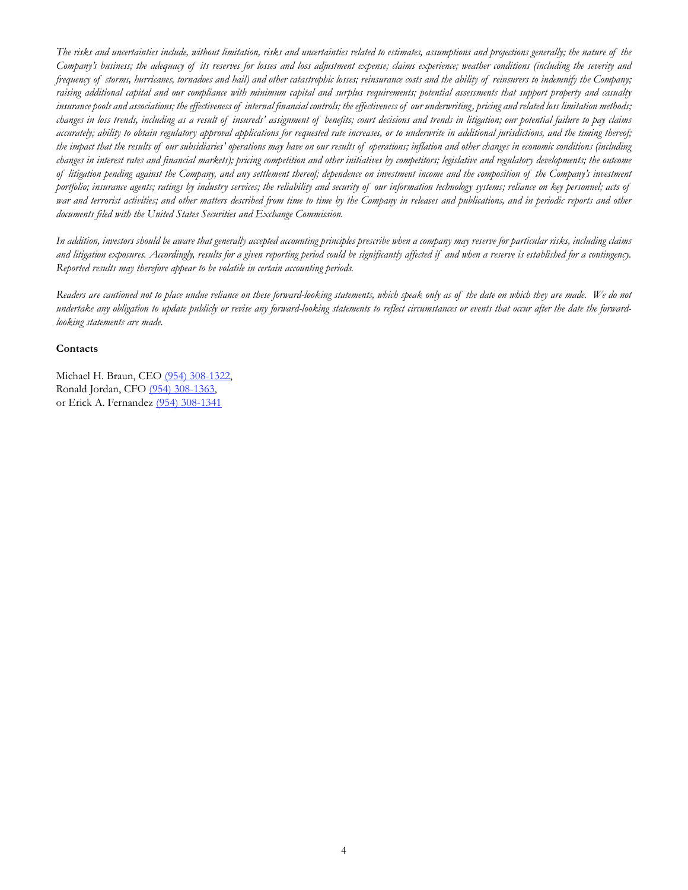*The risks and uncertainties include, without limitation, risks and uncertainties related to estimates, assumptions and projections generally; the nature of the Company's business; the adequacy of its reserves for losses and loss adjustment expense; claims experience; weather conditions (including the severity and frequency of storms, hurricanes, tornadoes and hail) and other catastrophic losses; reinsurance costs and the ability of reinsurers to indemnify the Company; raising additional capital and our compliance with minimum capital and surplus requirements; potential assessments that support property and casualty insurance pools and associations; the effectiveness of internal financial controls; the effectiveness of our underwriting, pricing and related loss limitation methods; changes in loss trends, including as a result of insureds' assignment of benefits; court decisions and trends in litigation; our potential failure to pay claims accurately; ability to obtain regulatory approval applications for requested rate increases, or to underwrite in additional jurisdictions, and the timing thereof; the impact that the results of our subsidiaries' operations may have on our results of operations; inflation and other changes in economic conditions (including changes in interest rates and financial markets); pricing competition and other initiatives by competitors; legislative and regulatory developments; the outcome of litigation pending against the Company, and any settlement thereof; dependence on investment income and the composition of the Company's investment portfolio; insurance agents; ratings by industry services; the reliability and security of our information technology systems; reliance on key personnel; acts of war and terrorist activities; and other matters described from time to time by the Company in releases and publications, and in periodic reports and other documents filed with the United States Securities and Exchange Commission.*

*In addition, investors should be aware that generally accepted accounting principles prescribe when a company may reserve for particular risks, including claims and litigation exposures. Accordingly, results for a given reporting period could be significantly affected if and when a reserve is established for a contingency. Reported results may therefore appear to be volatile in certain accounting periods.*

*Readers are cautioned not to place undue reliance on these forward-looking statements, which speak only as of the date on which they are made. We do not undertake any obligation to update publicly or revise any forward-looking statements to reflect circumstances or events that occur after the date the forward-looking statements are made.*

**Contacts**

Michael H. Braun, CEO (954) 308-1322,
Ronald Jordan, CFO (954) 308-1363,
or Erick A. Fernandez (954) 308-1341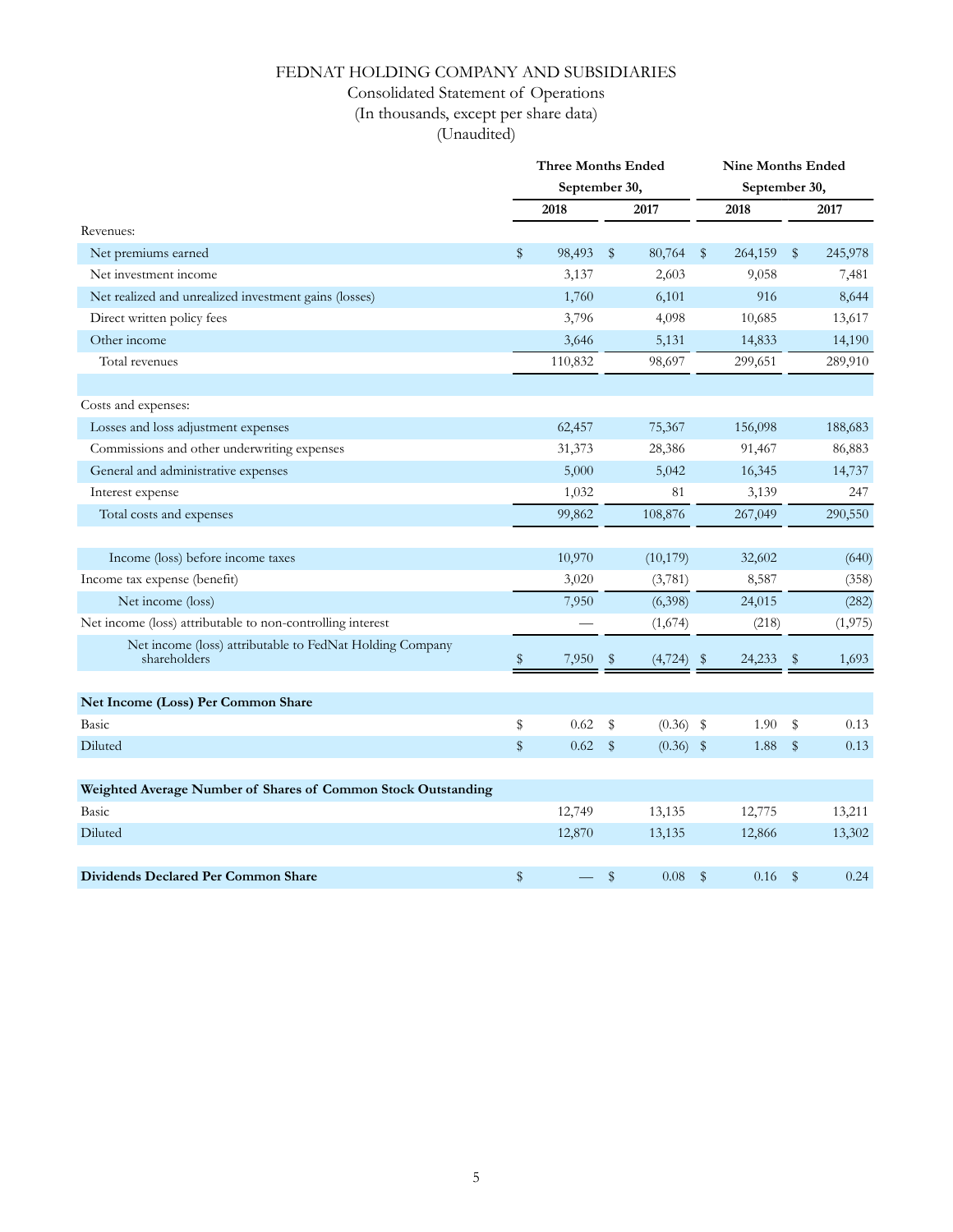# FEDNAT HOLDING COMPANY AND SUBSIDIARIES

Consolidated Statement of Operations

(In thousands, except per share data)

(Unaudited)

| | Three Months Ended September 30, | | Nine Months Ended September 30, | |
|---|---|---|---|---|
| | 2018 | 2017 | 2018 | 2017 |
| Revenues: | | | | |
| Net premiums earned | $ 98,493 | $ 80,764 | $ 264,159 | $ 245,978 |
| Net investment income | 3,137 | 2,603 | 9,058 | 7,481 |
| Net realized and unrealized investment gains (losses) | 1,760 | 6,101 | 916 | 8,644 |
| Direct written policy fees | 3,796 | 4,098 | 10,685 | 13,617 |
| Other income | 3,646 | 5,131 | 14,833 | 14,190 |
| Total revenues | 110,832 | 98,697 | 299,651 | 289,910 |
| | | | | |
| Costs and expenses: | | | | |
| Losses and loss adjustment expenses | 62,457 | 75,367 | 156,098 | 188,683 |
| Commissions and other underwriting expenses | 31,373 | 28,386 | 91,467 | 86,883 |
| General and administrative expenses | 5,000 | 5,042 | 16,345 | 14,737 |
| Interest expense | 1,032 | 81 | 3,139 | 247 |
| Total costs and expenses | 99,862 | 108,876 | 267,049 | 290,550 |
| | | | | |
| Income (loss) before income taxes | 10,970 | (10,179) | 32,602 | (640) |
| Income tax expense (benefit) | 3,020 | (3,781) | 8,587 | (358) |
| Net income (loss) | 7,950 | (6,398) | 24,015 | (282) |
| Net income (loss) attributable to non-controlling interest | — | (1,674) | (218) | (1,975) |
| Net income (loss) attributable to FedNat Holding Company shareholders | $ 7,950 | $ (4,724) | $ 24,233 | $ 1,693 |
| | | | | |
| **Net Income (Loss) Per Common Share** | | | | |
| Basic | $ 0.62 | $ (0.36) | $ 1.90 | $ 0.13 |
| Diluted | $ 0.62 | $ (0.36) | $ 1.88 | $ 0.13 |
| | | | | |
| **Weighted Average Number of Shares of Common Stock Outstanding** | | | | |
| Basic | 12,749 | 13,135 | 12,775 | 13,211 |
| Diluted | 12,870 | 13,135 | 12,866 | 13,302 |
| | | | | |
| **Dividends Declared Per Common Share** | $ — | $ 0.08 | $ 0.16 | $ 0.24 |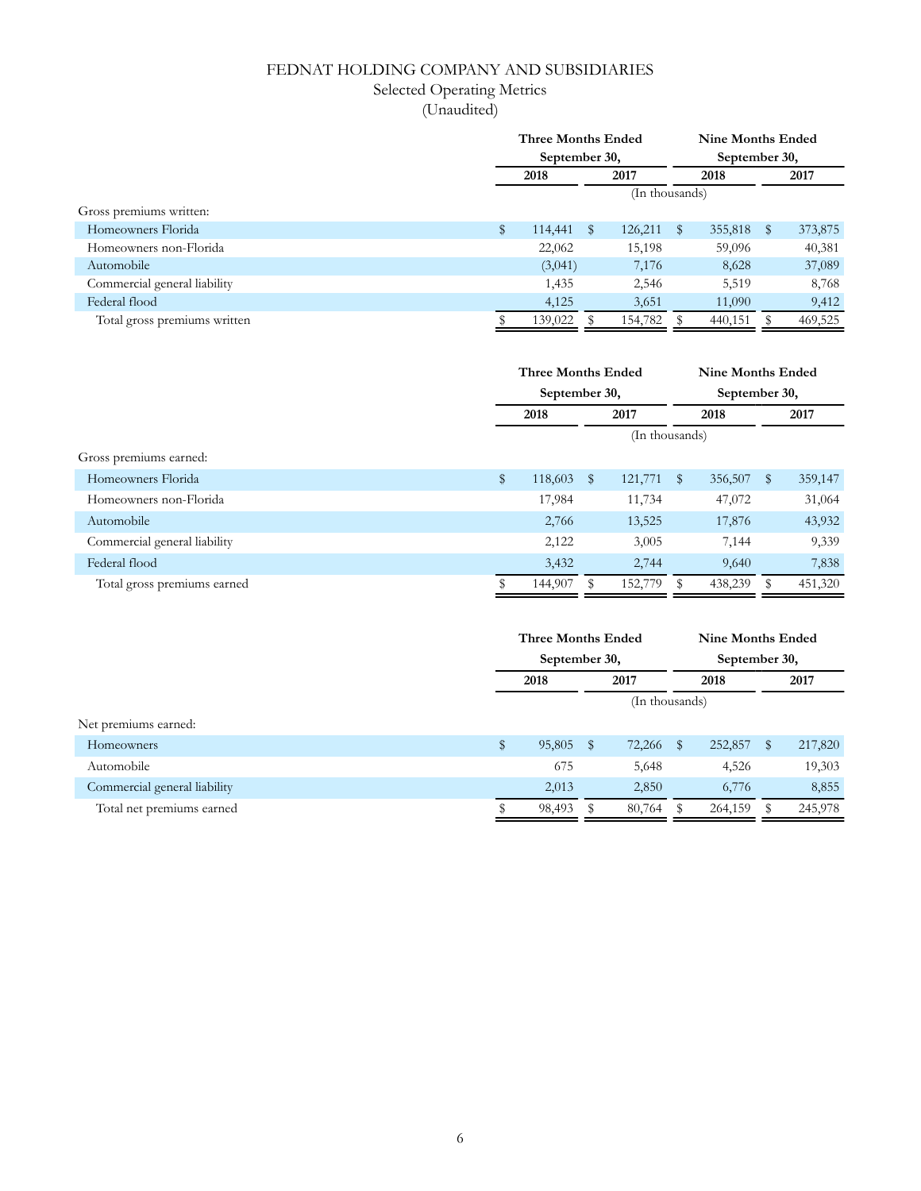# FEDNAT HOLDING COMPANY AND SUBSIDIARIES

## Selected Operating Metrics

(Unaudited)

| | Three Months Ended September 30, | | Nine Months Ended September 30, | |
|---|---|---|---|---|
| | 2018 | 2017 | 2018 | 2017 |
| | (In thousands) | | | |
| Gross premiums written: | | | | |
| Homeowners Florida | $ 114,441 | $ 126,211 | $ 355,818 | $ 373,875 |
| Homeowners non-Florida | 22,062 | 15,198 | 59,096 | 40,381 |
| Automobile | (3,041) | 7,176 | 8,628 | 37,089 |
| Commercial general liability | 1,435 | 2,546 | 5,519 | 8,768 |
| Federal flood | 4,125 | 3,651 | 11,090 | 9,412 |
| Total gross premiums written | $ 139,022 | $ 154,782 | $ 440,151 | $ 469,525 |

| | Three Months Ended September 30, | | Nine Months Ended September 30, | |
|---|---|---|---|---|
| | 2018 | 2017 | 2018 | 2017 |
| | (In thousands) | | | |
| Gross premiums earned: | | | | |
| Homeowners Florida | $ 118,603 | $ 121,771 | $ 356,507 | $ 359,147 |
| Homeowners non-Florida | 17,984 | 11,734 | 47,072 | 31,064 |
| Automobile | 2,766 | 13,525 | 17,876 | 43,932 |
| Commercial general liability | 2,122 | 3,005 | 7,144 | 9,339 |
| Federal flood | 3,432 | 2,744 | 9,640 | 7,838 |
| Total gross premiums earned | $ 144,907 | $ 152,779 | $ 438,239 | $ 451,320 |

| | Three Months Ended September 30, | | Nine Months Ended September 30, | |
|---|---|---|---|---|
| | 2018 | 2017 | 2018 | 2017 |
| | (In thousands) | | | |
| Net premiums earned: | | | | |
| Homeowners | $ 95,805 | $ 72,266 | $ 252,857 | $ 217,820 |
| Automobile | 675 | 5,648 | 4,526 | 19,303 |
| Commercial general liability | 2,013 | 2,850 | 6,776 | 8,855 |
| Total net premiums earned | $ 98,493 | $ 80,764 | $ 264,159 | $ 245,978 |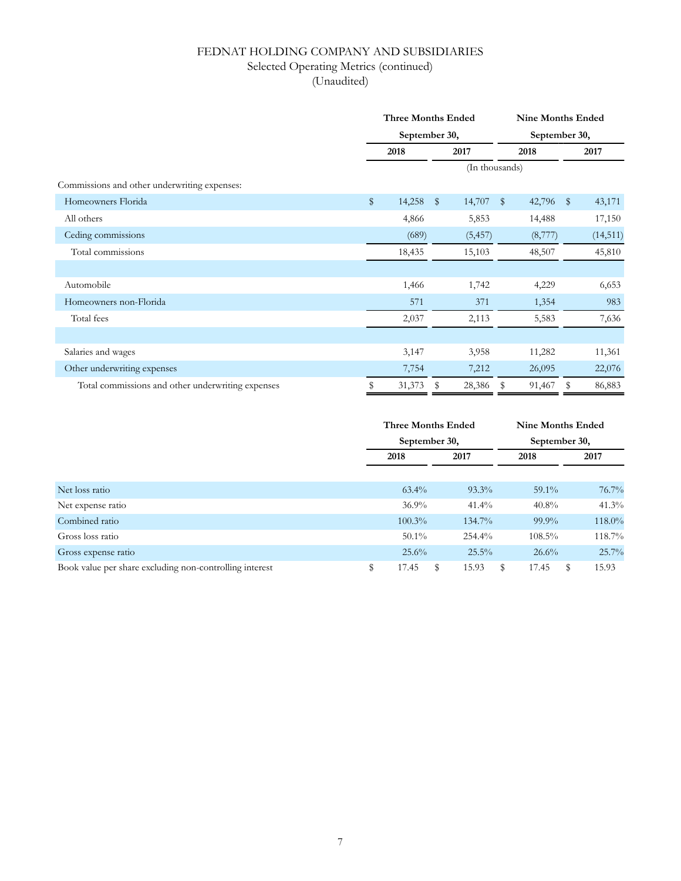# FEDNAT HOLDING COMPANY AND SUBSIDIARIES

Selected Operating Metrics (continued)

(Unaudited)

| | Three Months Ended September 30, | | Nine Months Ended September 30, | |
|---|---|---|---|---|
| | 2018 | 2017 | 2018 | 2017 |
| | (In thousands) | | | |
| Commissions and other underwriting expenses: | | | | |
| Homeowners Florida | $ 14,258 | $ 14,707 | $ 42,796 | $ 43,171 |
| All others | 4,866 | 5,853 | 14,488 | 17,150 |
| Ceding commissions | (689) | (5,457) | (8,777) | (14,511) |
| Total commissions | 18,435 | 15,103 | 48,507 | 45,810 |
| | | | | |
| Automobile | 1,466 | 1,742 | 4,229 | 6,653 |
| Homeowners non-Florida | 571 | 371 | 1,354 | 983 |
| Total fees | 2,037 | 2,113 | 5,583 | 7,636 |
| | | | | |
| Salaries and wages | 3,147 | 3,958 | 11,282 | 11,361 |
| Other underwriting expenses | 7,754 | 7,212 | 26,095 | 22,076 |
| Total commissions and other underwriting expenses | $ 31,373 | $ 28,386 | $ 91,467 | $ 86,883 |

| | Three Months Ended September 30, | | Nine Months Ended September 30, | |
|---|---|---|---|---|
| | 2018 | 2017 | 2018 | 2017 |
| Net loss ratio | 63.4% | 93.3% | 59.1% | 76.7% |
| Net expense ratio | 36.9% | 41.4% | 40.8% | 41.3% |
| Combined ratio | 100.3% | 134.7% | 99.9% | 118.0% |
| Gross loss ratio | 50.1% | 254.4% | 108.5% | 118.7% |
| Gross expense ratio | 25.6% | 25.5% | 26.6% | 25.7% |
| Book value per share excluding non-controlling interest | $ 17.45 | $ 15.93 | $ 17.45 | $ 15.93 |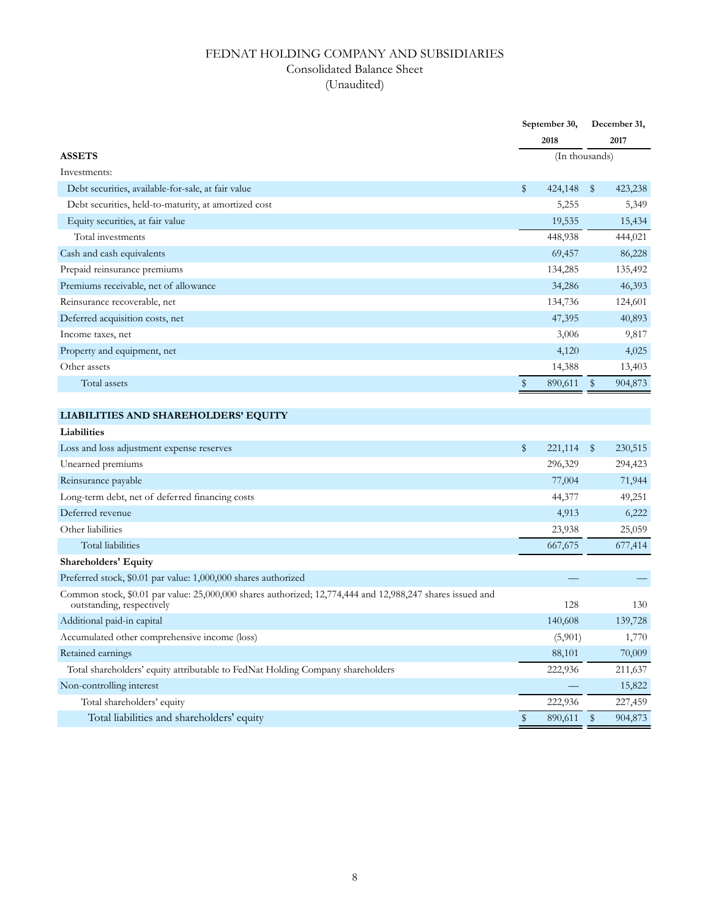# FEDNAT HOLDING COMPANY AND SUBSIDIARIES

## Consolidated Balance Sheet

### (Unaudited)

| | September 30, 2018 | December 31, 2017 |
|---|---|---|
| | (In thousands) | |
| **ASSETS** | | |
| Investments: | | |
| Debt securities, available-for-sale, at fair value | $ 424,148 | $ 423,238 |
| Debt securities, held-to-maturity, at amortized cost | 5,255 | 5,349 |
| Equity securities, at fair value | 19,535 | 15,434 |
| Total investments | 448,938 | 444,021 |
| Cash and cash equivalents | 69,457 | 86,228 |
| Prepaid reinsurance premiums | 134,285 | 135,492 |
| Premiums receivable, net of allowance | 34,286 | 46,393 |
| Reinsurance recoverable, net | 134,736 | 124,601 |
| Deferred acquisition costs, net | 47,395 | 40,893 |
| Income taxes, net | 3,006 | 9,817 |
| Property and equipment, net | 4,120 | 4,025 |
| Other assets | 14,388 | 13,403 |
| Total assets | $ 890,611 | $ 904,873 |
| **LIABILITIES AND SHAREHOLDERS' EQUITY** | | |
| **Liabilities** | | |
| Loss and loss adjustment expense reserves | $ 221,114 | $ 230,515 |
| Unearned premiums | 296,329 | 294,423 |
| Reinsurance payable | 77,004 | 71,944 |
| Long-term debt, net of deferred financing costs | 44,377 | 49,251 |
| Deferred revenue | 4,913 | 6,222 |
| Other liabilities | 23,938 | 25,059 |
| Total liabilities | 667,675 | 677,414 |
| **Shareholders' Equity** | | |
| Preferred stock, $0.01 par value: 1,000,000 shares authorized | — | — |
| Common stock, $0.01 par value: 25,000,000 shares authorized; 12,774,444 and 12,988,247 shares issued and outstanding, respectively | 128 | 130 |
| Additional paid-in capital | 140,608 | 139,728 |
| Accumulated other comprehensive income (loss) | (5,901) | 1,770 |
| Retained earnings | 88,101 | 70,009 |
| Total shareholders' equity attributable to FedNat Holding Company shareholders | 222,936 | 211,637 |
| Non-controlling interest | — | 15,822 |
| Total shareholders' equity | 222,936 | 227,459 |
| Total liabilities and shareholders' equity | $ 890,611 | $ 904,873 |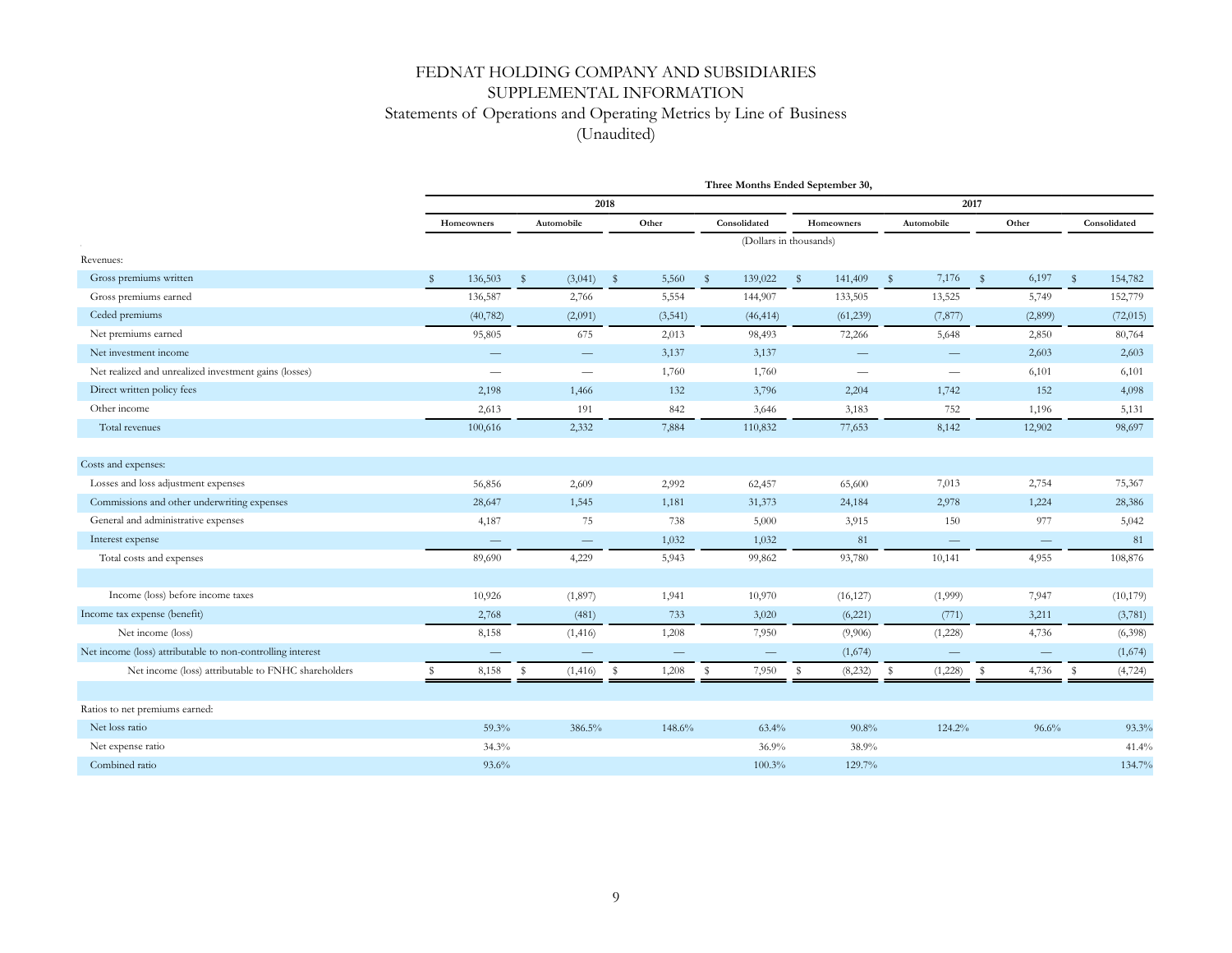# FEDNAT HOLDING COMPANY AND SUBSIDIARIES
## SUPPLEMENTAL INFORMATION
### Statements of Operations and Operating Metrics by Line of Business
### (Unaudited)

| | Three Months Ended September 30, | | | | | | | |
|---|---|---|---|---|---|---|---|---|
| | 2018 | | | | 2017 | | | |
| | Homeowners | Automobile | Other | Consolidated | Homeowners | Automobile | Other | Consolidated |
| | (Dollars in thousands) | | | | | | | |
| Revenues: | | | | | | | | |
| Gross premiums written | $ 136,503 | $ (3,041) | $ 5,560 | $ 139,022 | $ 141,409 | $ 7,176 | $ 6,197 | $ 154,782 |
| Gross premiums earned | 136,587 | 2,766 | 5,554 | 144,907 | 133,505 | 13,525 | 5,749 | 152,779 |
| Ceded premiums | (40,782) | (2,091) | (3,541) | (46,414) | (61,239) | (7,877) | (2,899) | (72,015) |
| Net premiums earned | 95,805 | 675 | 2,013 | 98,493 | 72,266 | 5,648 | 2,850 | 80,764 |
| Net investment income | — | — | 3,137 | 3,137 | — | — | 2,603 | 2,603 |
| Net realized and unrealized investment gains (losses) | — | — | 1,760 | 1,760 | — | — | 6,101 | 6,101 |
| Direct written policy fees | 2,198 | 1,466 | 132 | 3,796 | 2,204 | 1,742 | 152 | 4,098 |
| Other income | 2,613 | 191 | 842 | 3,646 | 3,183 | 752 | 1,196 | 5,131 |
| Total revenues | 100,616 | 2,332 | 7,884 | 110,832 | 77,653 | 8,142 | 12,902 | 98,697 |
| Costs and expenses: | | | | | | | | |
| Losses and loss adjustment expenses | 56,856 | 2,609 | 2,992 | 62,457 | 65,600 | 7,013 | 2,754 | 75,367 |
| Commissions and other underwriting expenses | 28,647 | 1,545 | 1,181 | 31,373 | 24,184 | 2,978 | 1,224 | 28,386 |
| General and administrative expenses | 4,187 | 75 | 738 | 5,000 | 3,915 | 150 | 977 | 5,042 |
| Interest expense | — | — | 1,032 | 1,032 | 81 | — | — | 81 |
| Total costs and expenses | 89,690 | 4,229 | 5,943 | 99,862 | 93,780 | 10,141 | 4,955 | 108,876 |
| Income (loss) before income taxes | 10,926 | (1,897) | 1,941 | 10,970 | (16,127) | (1,999) | 7,947 | (10,179) |
| Income tax expense (benefit) | 2,768 | (481) | 733 | 3,020 | (6,221) | (771) | 3,211 | (3,781) |
| Net income (loss) | 8,158 | (1,416) | 1,208 | 7,950 | (9,906) | (1,228) | 4,736 | (6,398) |
| Net income (loss) attributable to non-controlling interest | — | — | — | — | (1,674) | — | — | (1,674) |
| Net income (loss) attributable to FNHC shareholders | $ 8,158 | $ (1,416) | $ 1,208 | $ 7,950 | $ (8,232) | $ (1,228) | $ 4,736 | $ (4,724) |
| Ratios to net premiums earned: | | | | | | | | |
| Net loss ratio | 59.3% | 386.5% | 148.6% | 63.4% | 90.8% | 124.2% | 96.6% | 93.3% |
| Net expense ratio | 34.3% | | | 36.9% | 38.9% | | | 41.4% |
| Combined ratio | 93.6% | | | 100.3% | 129.7% | | | 134.7% |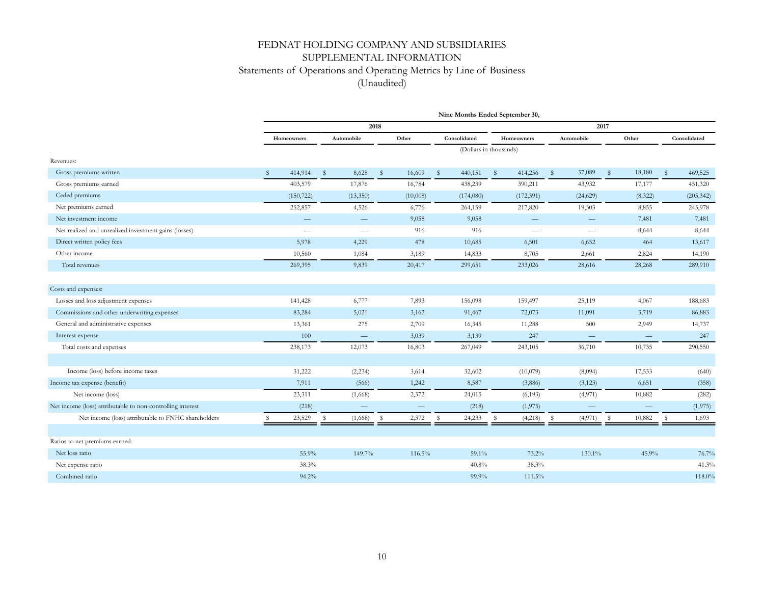# FEDNAT HOLDING COMPANY AND SUBSIDIARIES
## SUPPLEMENTAL INFORMATION
### Statements of Operations and Operating Metrics by Line of Business
### (Unaudited)

| | Nine Months Ended September 30, | | | | | | | |
|---|---|---|---|---|---|---|---|---|
| | 2018 | | | | 2017 | | | |
| | Homeowners | Automobile | Other | Consolidated | Homeowners | Automobile | Other | Consolidated |
| | (Dollars in thousands) | | | | | | | |
| Revenues: | | | | | | | | |
| Gross premiums written | $ 414,914 | $ 8,628 | $ 16,609 | $ 440,151 | $ 414,256 | $ 37,089 | $ 18,180 | $ 469,525 |
| Gross premiums earned | 403,579 | 17,876 | 16,784 | 438,239 | 390,211 | 43,932 | 17,177 | 451,320 |
| Ceded premiums | (150,722) | (13,350) | (10,008) | (174,080) | (172,391) | (24,629) | (8,322) | (205,342) |
| Net premiums earned | 252,857 | 4,526 | 6,776 | 264,159 | 217,820 | 19,303 | 8,855 | 245,978 |
| Net investment income | — | — | 9,058 | 9,058 | — | — | 7,481 | 7,481 |
| Net realized and unrealized investment gains (losses) | — | — | 916 | 916 | — | — | 8,644 | 8,644 |
| Direct written policy fees | 5,978 | 4,229 | 478 | 10,685 | 6,501 | 6,652 | 464 | 13,617 |
| Other income | 10,560 | 1,084 | 3,189 | 14,833 | 8,705 | 2,661 | 2,824 | 14,190 |
| Total revenues | 269,395 | 9,839 | 20,417 | 299,651 | 233,026 | 28,616 | 28,268 | 289,910 |
| Costs and expenses: | | | | | | | | |
| Losses and loss adjustment expenses | 141,428 | 6,777 | 7,893 | 156,098 | 159,497 | 25,119 | 4,067 | 188,683 |
| Commissions and other underwriting expenses | 83,284 | 5,021 | 3,162 | 91,467 | 72,073 | 11,091 | 3,719 | 86,883 |
| General and administrative expenses | 13,361 | 275 | 2,709 | 16,345 | 11,288 | 500 | 2,949 | 14,737 |
| Interest expense | 100 | — | 3,039 | 3,139 | 247 | — | — | 247 |
| Total costs and expenses | 238,173 | 12,073 | 16,803 | 267,049 | 243,105 | 36,710 | 10,735 | 290,550 |
| Income (loss) before income taxes | 31,222 | (2,234) | 3,614 | 32,602 | (10,079) | (8,094) | 17,533 | (640) |
| Income tax expense (benefit) | 7,911 | (566) | 1,242 | 8,587 | (3,886) | (3,123) | 6,651 | (358) |
| Net income (loss) | 23,311 | (1,668) | 2,372 | 24,015 | (6,193) | (4,971) | 10,882 | (282) |
| Net income (loss) attributable to non-controlling interest | (218) | — | — | (218) | (1,975) | — | — | (1,975) |
| Net income (loss) attributable to FNHC shareholders | $ 23,529 | $ (1,668) | $ 2,372 | $ 24,233 | $ (4,218) | $ (4,971) | $ 10,882 | $ 1,693 |
| Ratios to net premiums earned: | | | | | | | | |
| Net loss ratio | 55.9% | 149.7% | 116.5% | 59.1% | 73.2% | 130.1% | 45.9% | 76.7% |
| Net expense ratio | 38.3% | | | 40.8% | 38.3% | | | 41.3% |
| Combined ratio | 94.2% | | | 99.9% | 111.5% | | | 118.0% |